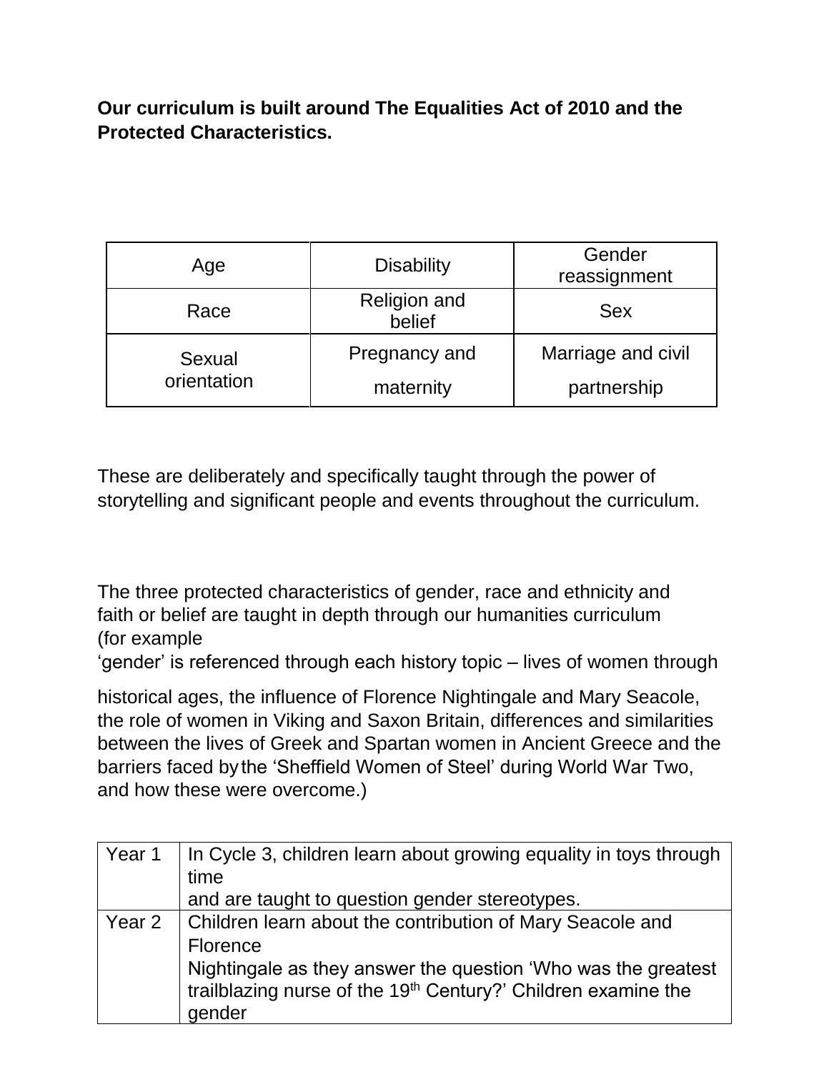**Our curriculum is built around The Equalities Act of 2010 and the Protected Characteristics.**

| Age | Disability | Gender reassignment |
| --- | --- | --- |
| Race | Religion and belief | Sex |
| Sexual orientation | Pregnancy and maternity | Marriage and civil partnership |

These are deliberately and specifically taught through the power of storytelling and significant people and events throughout the curriculum.

The three protected characteristics of gender, race and ethnicity and faith or belief are taught in depth through our humanities curriculum (for example 'gender' is referenced through each history topic – lives of women through historical ages, the influence of Florence Nightingale and Mary Seacole, the role of women in Viking and Saxon Britain, differences and similarities between the lives of Greek and Spartan women in Ancient Greece and the barriers faced by the 'Sheffield Women of Steel' during World War Two, and how these were overcome.)

| | |
| --- | --- |
| Year 1 | In Cycle 3, children learn about growing equality in toys through time and are taught to question gender stereotypes. |
| Year 2 | Children learn about the contribution of Mary Seacole and Florence Nightingale as they answer the question 'Who was the greatest trailblazing nurse of the 19th Century?' Children examine the gender |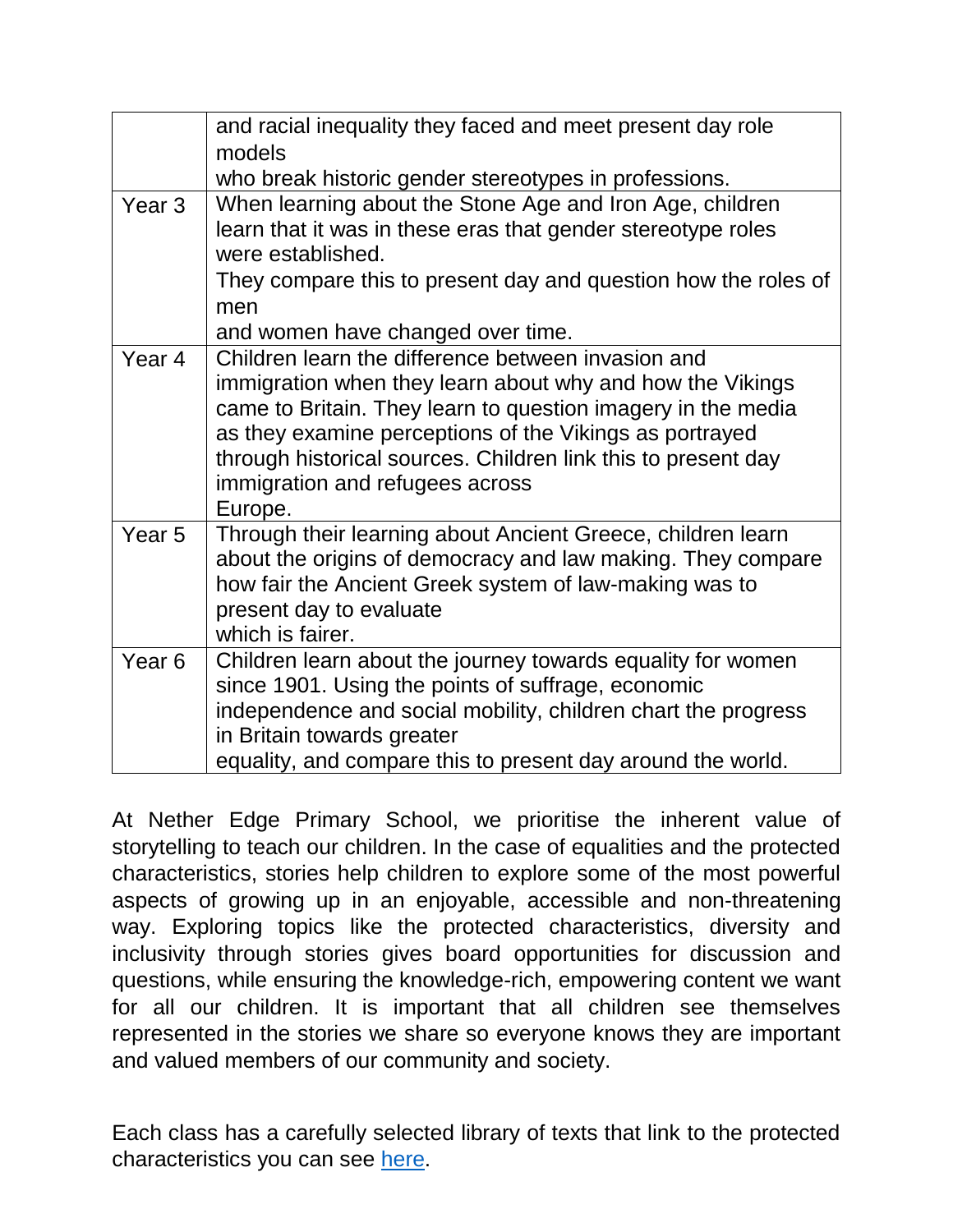| | |
|---|---|
| | and racial inequality they faced and meet present day role models who break historic gender stereotypes in professions. |
| Year 3 | When learning about the Stone Age and Iron Age, children learn that it was in these eras that gender stereotype roles were established. They compare this to present day and question how the roles of men and women have changed over time. |
| Year 4 | Children learn the difference between invasion and immigration when they learn about why and how the Vikings came to Britain. They learn to question imagery in the media as they examine perceptions of the Vikings as portrayed through historical sources. Children link this to present day immigration and refugees across Europe. |
| Year 5 | Through their learning about Ancient Greece, children learn about the origins of democracy and law making. They compare how fair the Ancient Greek system of law-making was to present day to evaluate which is fairer. |
| Year 6 | Children learn about the journey towards equality for women since 1901. Using the points of suffrage, economic independence and social mobility, children chart the progress in Britain towards greater equality, and compare this to present day around the world. |

At Nether Edge Primary School, we prioritise the inherent value of storytelling to teach our children. In the case of equalities and the protected characteristics, stories help children to explore some of the most powerful aspects of growing up in an enjoyable, accessible and non-threatening way. Exploring topics like the protected characteristics, diversity and inclusivity through stories gives board opportunities for discussion and questions, while ensuring the knowledge-rich, empowering content we want for all our children. It is important that all children see themselves represented in the stories we share so everyone knows they are important and valued members of our community and society.

Each class has a carefully selected library of texts that link to the protected characteristics you can see here.